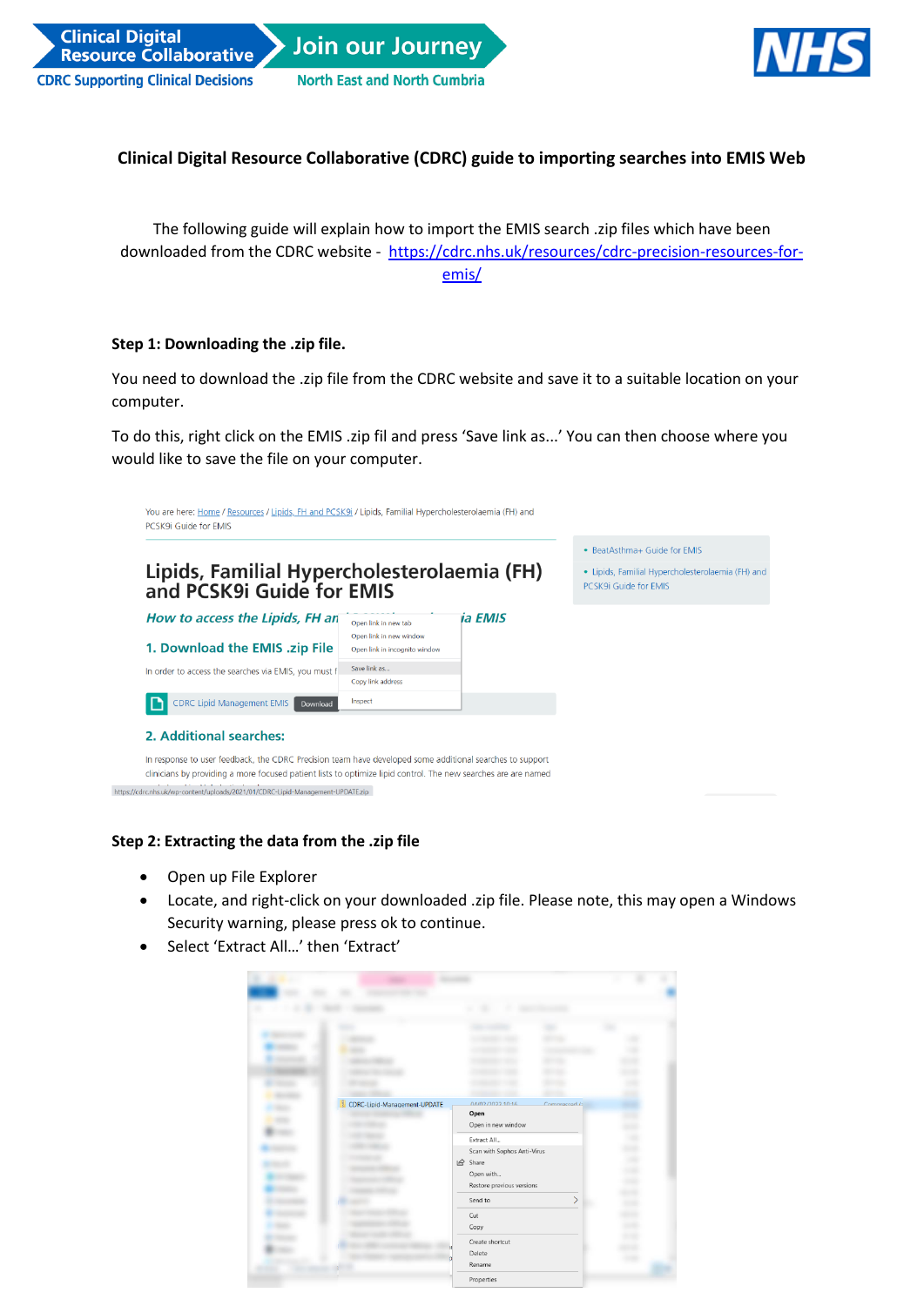# Clinical Digital Resource Collaborative (CDRC) guide to importing searches into EMIS Web

The following guide will explain how to import the EMIS search .zip files which have been downloaded from the CDRC website - https://cdrc.nhs.uk/resources/cdrc-precision-resources-for-emis/

**Step 1: Downloading the .zip file.**

You need to download the .zip file from the CDRC website and save it to a suitable location on your computer.

To do this, right click on the EMIS .zip fil and press 'Save link as...' You can then choose where you would like to save the file on your computer.

**Step 2: Extracting the data from the .zip file**

- Open up File Explorer
- Locate, and right-click on your downloaded .zip file. Please note, this may open a Windows Security warning, please press ok to continue.
- Select 'Extract All…' then 'Extract'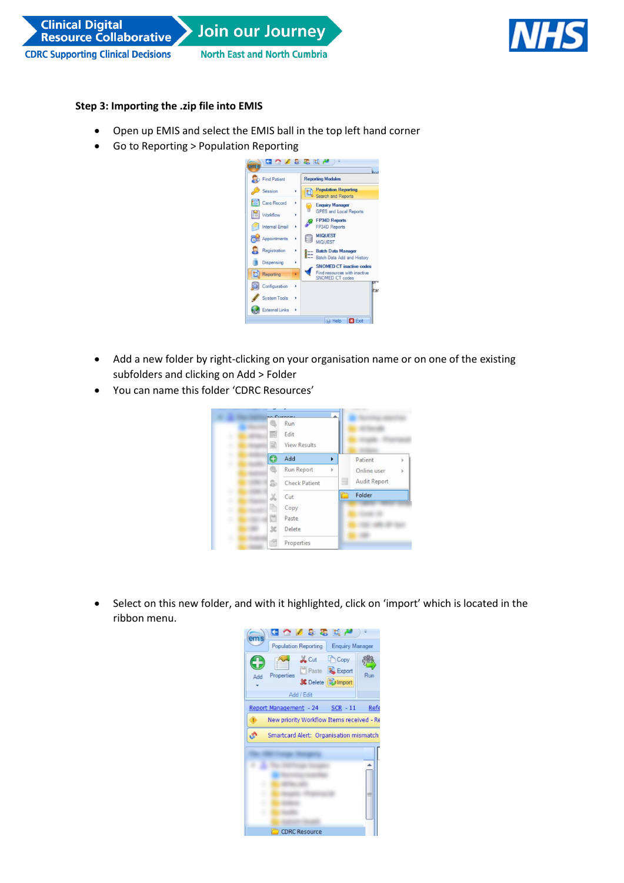**Step 3: Importing the .zip file into EMIS**

- Open up EMIS and select the EMIS ball in the top left hand corner
- Go to Reporting > Population Reporting

- Add a new folder by right-clicking on your organisation name or on one of the existing subfolders and clicking on Add > Folder
- You can name this folder 'CDRC Resources'

- Select on this new folder, and with it highlighted, click on 'import' which is located in the ribbon menu.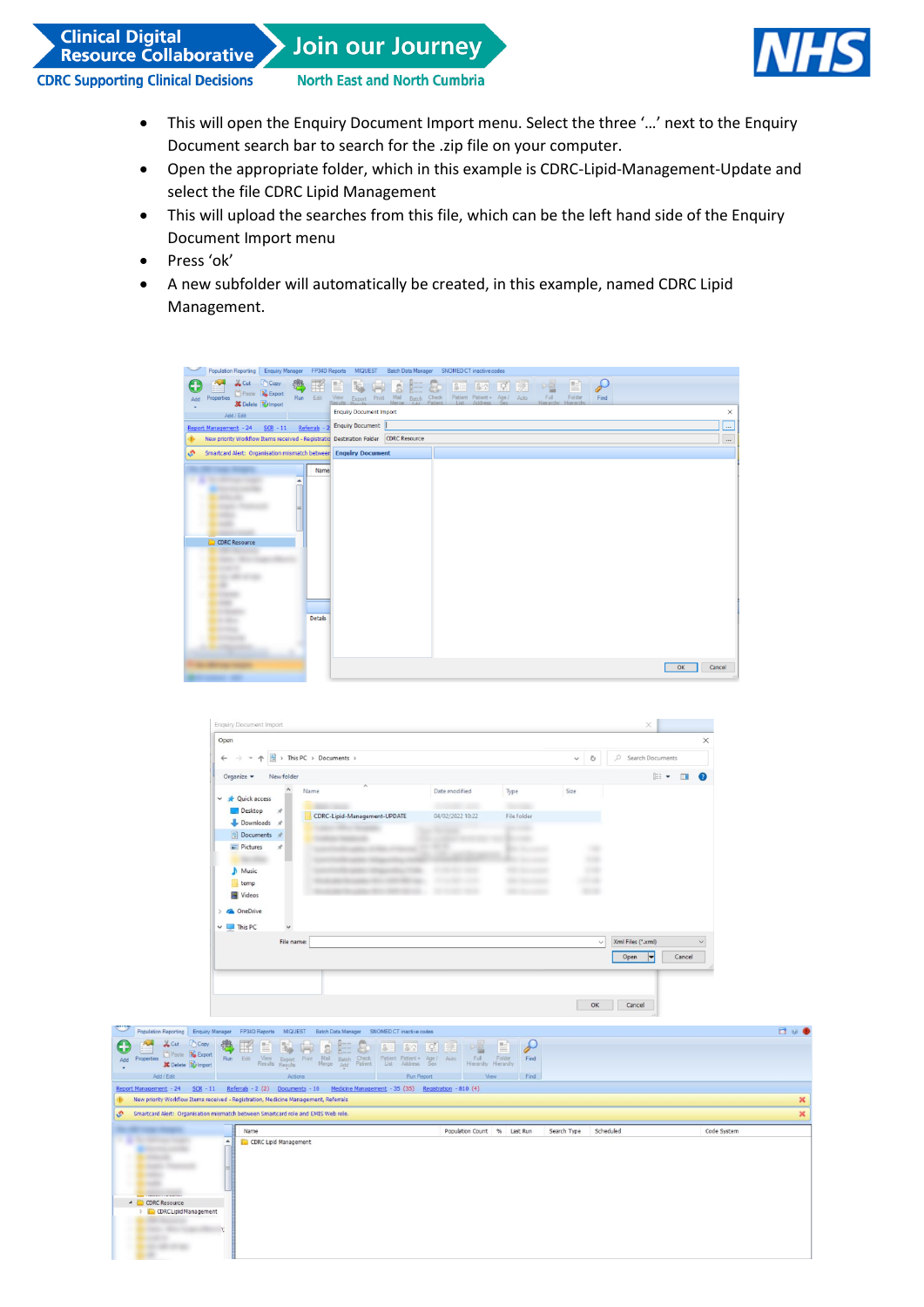- This will open the Enquiry Document Import menu. Select the three '…' next to the Enquiry Document search bar to search for the .zip file on your computer.
- Open the appropriate folder, which in this example is CDRC-Lipid-Management-Update and select the file CDRC Lipid Management
- This will upload the searches from this file, which can be the left hand side of the Enquiry Document Import menu
- Press 'ok'
- A new subfolder will automatically be created, in this example, named CDRC Lipid Management.